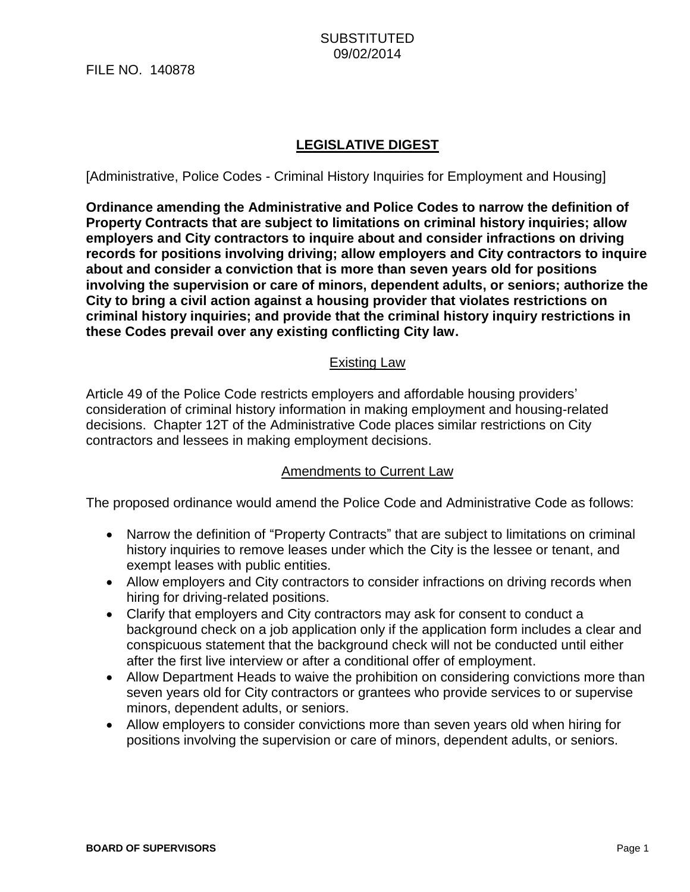SUBSTITUTED
09/02/2014

FILE NO. 140878

# LEGISLATIVE DIGEST

[Administrative, Police Codes - Criminal History Inquiries for Employment and Housing]

**Ordinance amending the Administrative and Police Codes to narrow the definition of Property Contracts that are subject to limitations on criminal history inquiries; allow employers and City contractors to inquire about and consider infractions on driving records for positions involving driving; allow employers and City contractors to inquire about and consider a conviction that is more than seven years old for positions involving the supervision or care of minors, dependent adults, or seniors; authorize the City to bring a civil action against a housing provider that violates restrictions on criminal history inquiries; and provide that the criminal history inquiry restrictions in these Codes prevail over any existing conflicting City law.**

## Existing Law

Article 49 of the Police Code restricts employers and affordable housing providers' consideration of criminal history information in making employment and housing-related decisions. Chapter 12T of the Administrative Code places similar restrictions on City contractors and lessees in making employment decisions.

## Amendments to Current Law

The proposed ordinance would amend the Police Code and Administrative Code as follows:

- Narrow the definition of "Property Contracts" that are subject to limitations on criminal history inquiries to remove leases under which the City is the lessee or tenant, and exempt leases with public entities.
- Allow employers and City contractors to consider infractions on driving records when hiring for driving-related positions.
- Clarify that employers and City contractors may ask for consent to conduct a background check on a job application only if the application form includes a clear and conspicuous statement that the background check will not be conducted until either after the first live interview or after a conditional offer of employment.
- Allow Department Heads to waive the prohibition on considering convictions more than seven years old for City contractors or grantees who provide services to or supervise minors, dependent adults, or seniors.
- Allow employers to consider convictions more than seven years old when hiring for positions involving the supervision or care of minors, dependent adults, or seniors.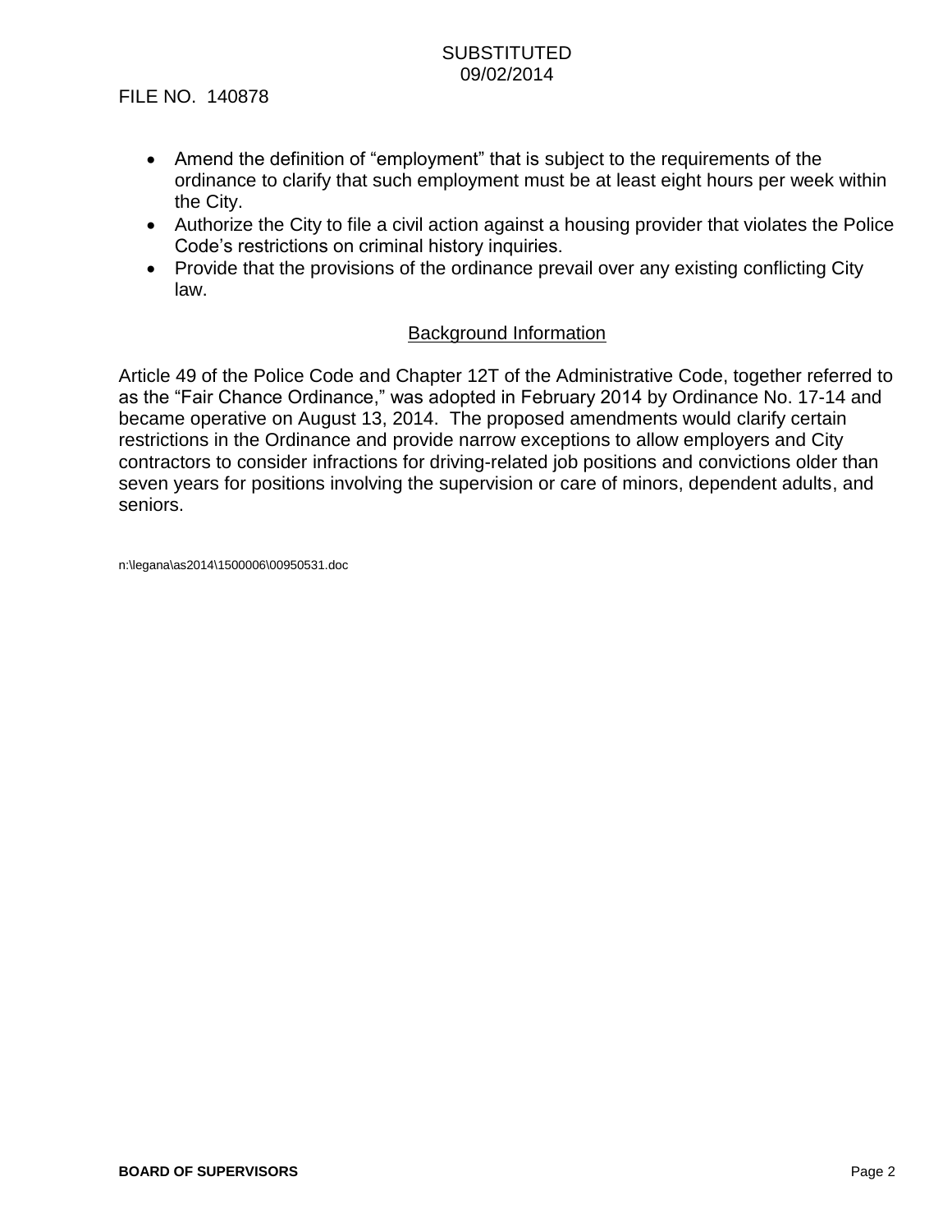SUBSTITUTED
09/02/2014

FILE NO. 140878

- Amend the definition of “employment” that is subject to the requirements of the ordinance to clarify that such employment must be at least eight hours per week within the City.
- Authorize the City to file a civil action against a housing provider that violates the Police Code’s restrictions on criminal history inquiries.
- Provide that the provisions of the ordinance prevail over any existing conflicting City law.

## Background Information

Article 49 of the Police Code and Chapter 12T of the Administrative Code, together referred to as the “Fair Chance Ordinance,” was adopted in February 2014 by Ordinance No. 17-14 and became operative on August 13, 2014. The proposed amendments would clarify certain restrictions in the Ordinance and provide narrow exceptions to allow employers and City contractors to consider infractions for driving-related job positions and convictions older than seven years for positions involving the supervision or care of minors, dependent adults, and seniors.

n:\legana\as2014\1500006\00950531.doc